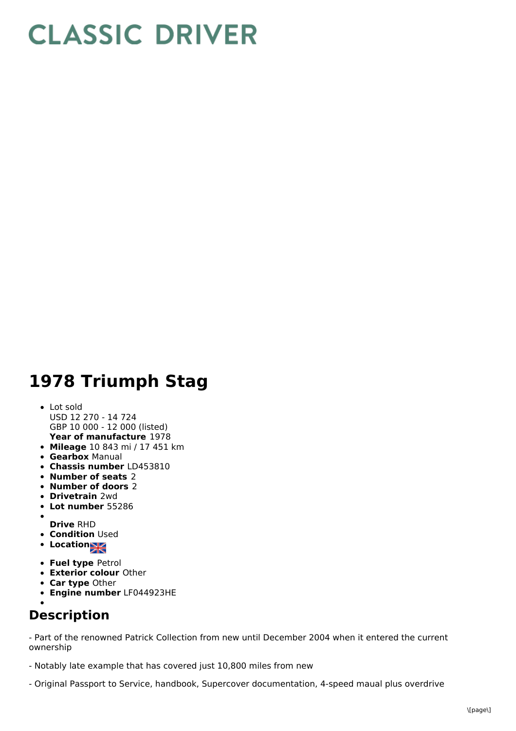# CLASSIC DRIVER

# 1978 Triumph Stag

- Lot sold
  USD 12 270 - 14 724
  GBP 10 000 - 12 000 (listed)
  **Year of manufacture** 1978
- **Mileage** 10 843 mi / 17 451 km
- **Gearbox** Manual
- **Chassis number** LD453810
- **Number of seats** 2
- **Number of doors** 2
- **Drivetrain** 2wd
- **Lot number** 55286
- **Drive** RHD
- **Condition** Used
- **Location**
- **Fuel type** Petrol
- **Exterior colour** Other
- **Car type** Other
- **Engine number** LF044923HE

## Description

- Part of the renowned Patrick Collection from new until December 2004 when it entered the current ownership

- Notably late example that has covered just 10,800 miles from new

- Original Passport to Service, handbook, Supercover documentation, 4-speed maual plus overdrive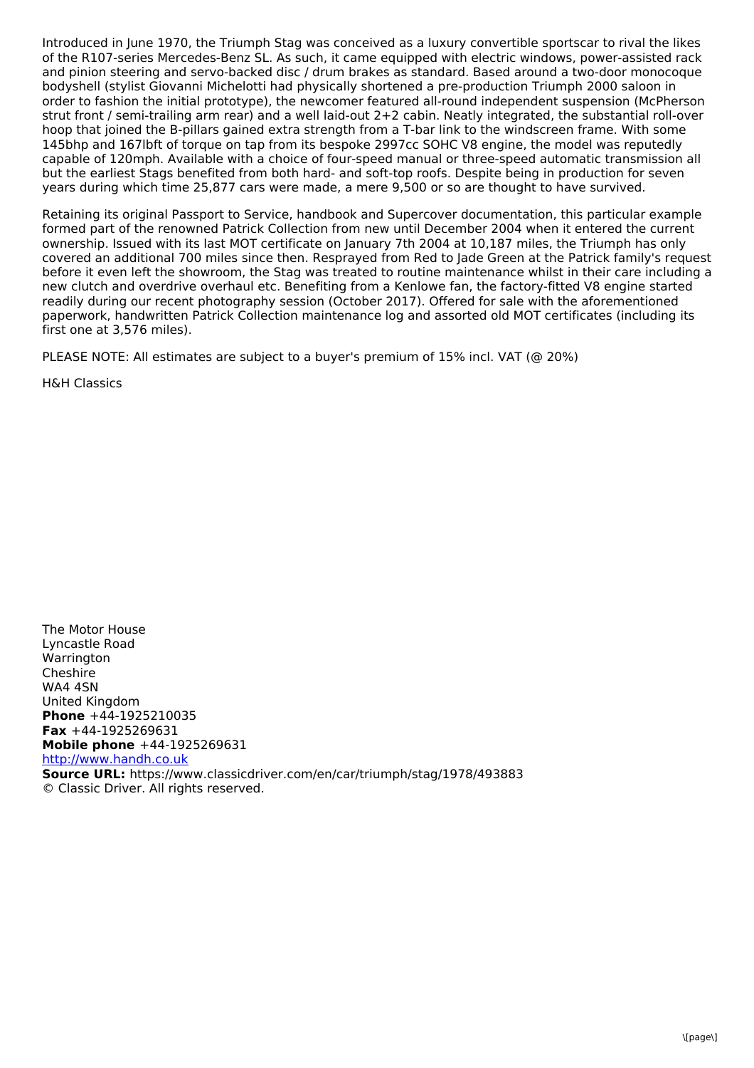Introduced in June 1970, the Triumph Stag was conceived as a luxury convertible sportscar to rival the likes of the R107-series Mercedes-Benz SL. As such, it came equipped with electric windows, power-assisted rack and pinion steering and servo-backed disc / drum brakes as standard. Based around a two-door monocoque bodyshell (stylist Giovanni Michelotti had physically shortened a pre-production Triumph 2000 saloon in order to fashion the initial prototype), the newcomer featured all-round independent suspension (McPherson strut front / semi-trailing arm rear) and a well laid-out 2+2 cabin. Neatly integrated, the substantial roll-over hoop that joined the B-pillars gained extra strength from a T-bar link to the windscreen frame. With some 145bhp and 167lbft of torque on tap from its bespoke 2997cc SOHC V8 engine, the model was reputedly capable of 120mph. Available with a choice of four-speed manual or three-speed automatic transmission all but the earliest Stags benefited from both hard- and soft-top roofs. Despite being in production for seven years during which time 25,877 cars were made, a mere 9,500 or so are thought to have survived.

Retaining its original Passport to Service, handbook and Supercover documentation, this particular example formed part of the renowned Patrick Collection from new until December 2004 when it entered the current ownership. Issued with its last MOT certificate on January 7th 2004 at 10,187 miles, the Triumph has only covered an additional 700 miles since then. Resprayed from Red to Jade Green at the Patrick family's request before it even left the showroom, the Stag was treated to routine maintenance whilst in their care including a new clutch and overdrive overhaul etc. Benefiting from a Kenlowe fan, the factory-fitted V8 engine started readily during our recent photography session (October 2017). Offered for sale with the aforementioned paperwork, handwritten Patrick Collection maintenance log and assorted old MOT certificates (including its first one at 3,576 miles).

PLEASE NOTE: All estimates are subject to a buyer's premium of 15% incl. VAT (@ 20%)

H&H Classics

The Motor House  
Lyncastle Road  
Warrington  
Cheshire  
WA4 4SN  
United Kingdom  
**Phone** +44-1925210035  
**Fax** +44-1925269631  
**Mobile phone** +44-1925269631  
[http://www.handh.co.uk](http://www.handh.co.uk)  
**Source URL:** https://www.classicdriver.com/en/car/triumph/stag/1978/493883  
© Classic Driver. All rights reserved.